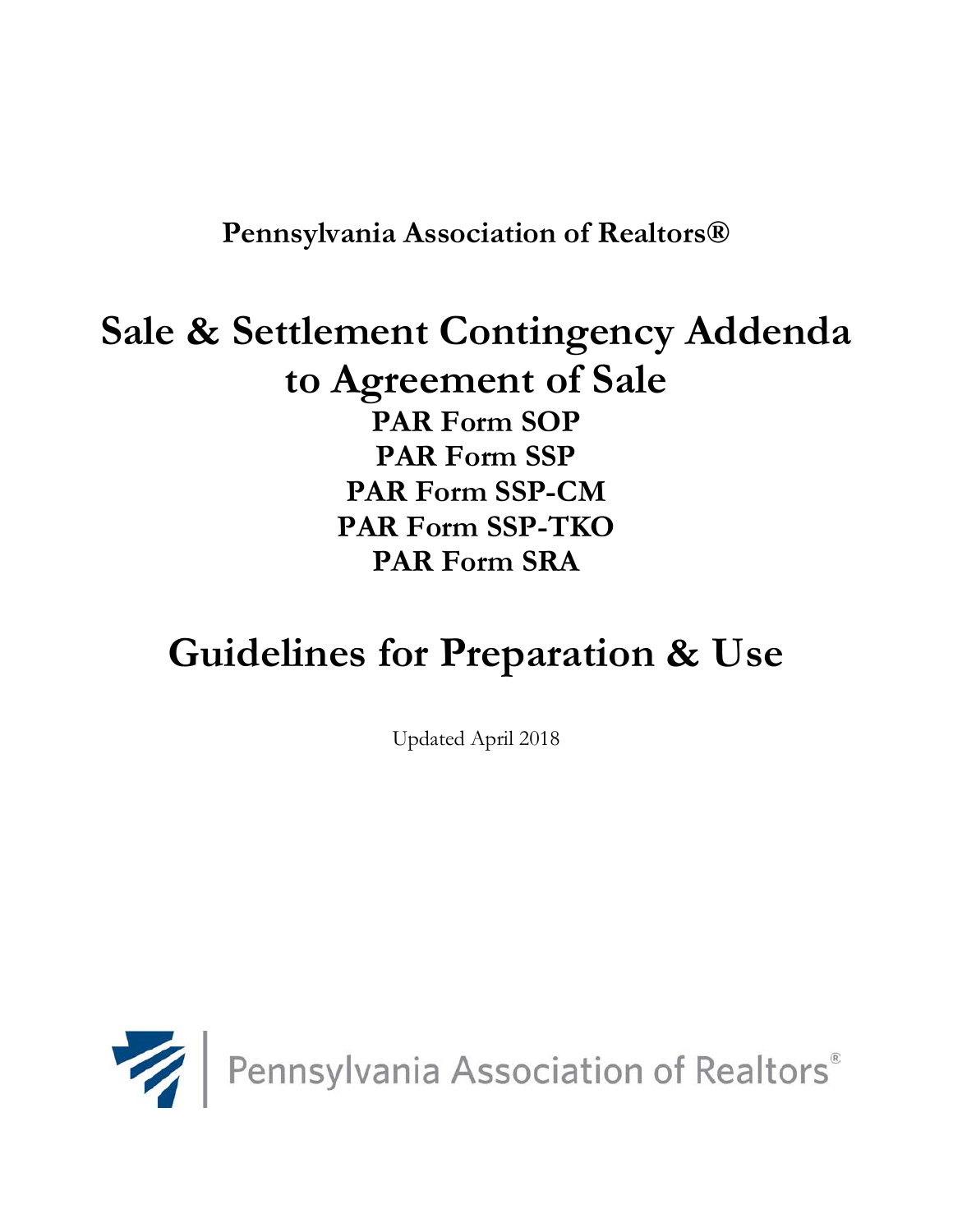**Pennsylvania Association of Realtors®**

# Sale & Settlement Contingency Addenda to Agreement of Sale

**PAR Form SOP**
**PAR Form SSP**
**PAR Form SSP-CM**
**PAR Form SSP-TKO**
**PAR Form SRA**

# Guidelines for Preparation & Use

Updated April 2018

Pennsylvania Association of Realtors®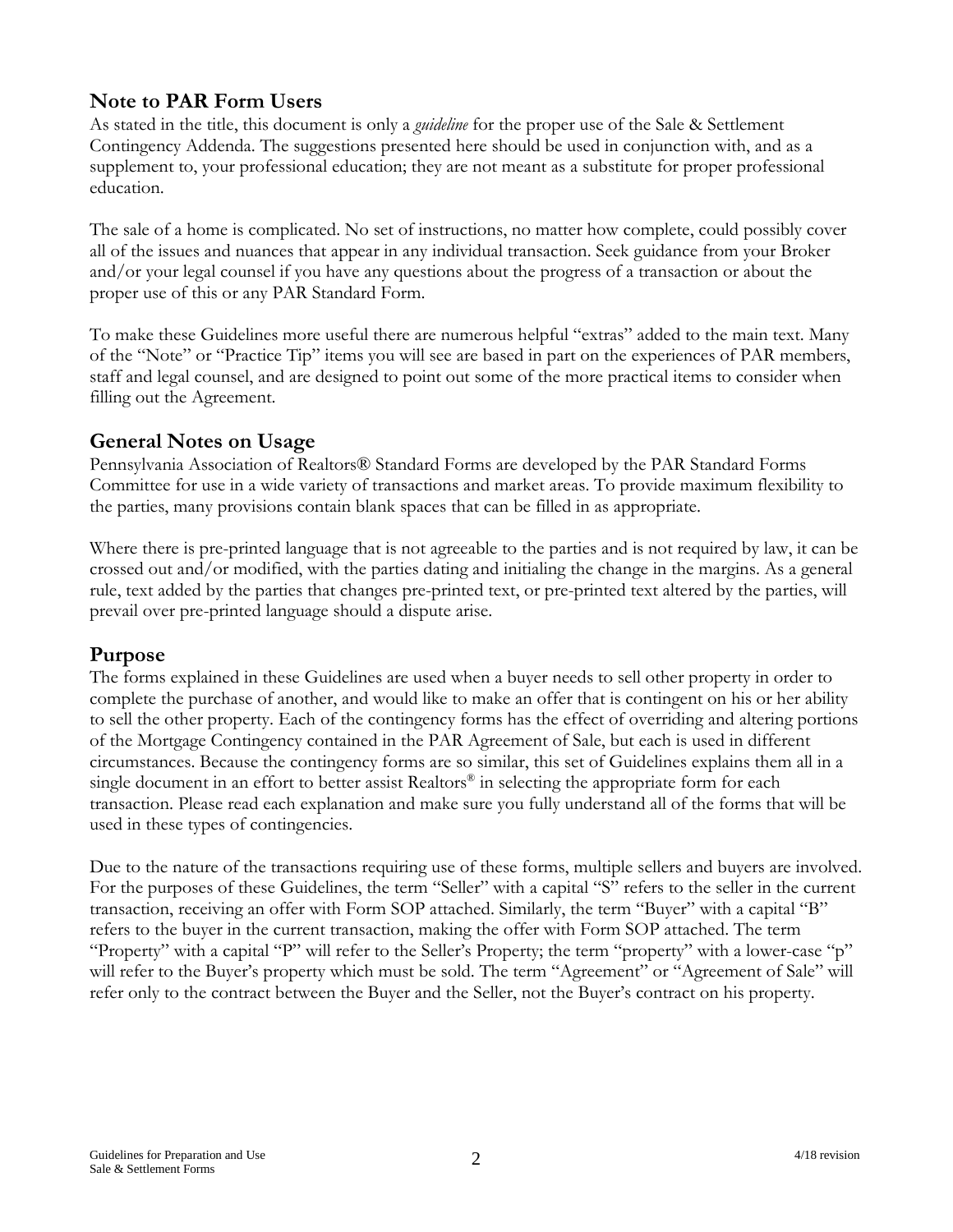## Note to PAR Form Users

As stated in the title, this document is only a *guideline* for the proper use of the Sale & Settlement Contingency Addenda. The suggestions presented here should be used in conjunction with, and as a supplement to, your professional education; they are not meant as a substitute for proper professional education.

The sale of a home is complicated. No set of instructions, no matter how complete, could possibly cover all of the issues and nuances that appear in any individual transaction. Seek guidance from your Broker and/or your legal counsel if you have any questions about the progress of a transaction or about the proper use of this or any PAR Standard Form.

To make these Guidelines more useful there are numerous helpful "extras" added to the main text. Many of the "Note" or "Practice Tip" items you will see are based in part on the experiences of PAR members, staff and legal counsel, and are designed to point out some of the more practical items to consider when filling out the Agreement.

## General Notes on Usage

Pennsylvania Association of Realtors® Standard Forms are developed by the PAR Standard Forms Committee for use in a wide variety of transactions and market areas. To provide maximum flexibility to the parties, many provisions contain blank spaces that can be filled in as appropriate.

Where there is pre-printed language that is not agreeable to the parties and is not required by law, it can be crossed out and/or modified, with the parties dating and initialing the change in the margins. As a general rule, text added by the parties that changes pre-printed text, or pre-printed text altered by the parties, will prevail over pre-printed language should a dispute arise.

## Purpose

The forms explained in these Guidelines are used when a buyer needs to sell other property in order to complete the purchase of another, and would like to make an offer that is contingent on his or her ability to sell the other property. Each of the contingency forms has the effect of overriding and altering portions of the Mortgage Contingency contained in the PAR Agreement of Sale, but each is used in different circumstances. Because the contingency forms are so similar, this set of Guidelines explains them all in a single document in an effort to better assist Realtors® in selecting the appropriate form for each transaction. Please read each explanation and make sure you fully understand all of the forms that will be used in these types of contingencies.

Due to the nature of the transactions requiring use of these forms, multiple sellers and buyers are involved. For the purposes of these Guidelines, the term "Seller" with a capital "S" refers to the seller in the current transaction, receiving an offer with Form SOP attached. Similarly, the term "Buyer" with a capital "B" refers to the buyer in the current transaction, making the offer with Form SOP attached. The term "Property" with a capital "P" will refer to the Seller's Property; the term "property" with a lower-case "p" will refer to the Buyer's property which must be sold. The term "Agreement" or "Agreement of Sale" will refer only to the contract between the Buyer and the Seller, not the Buyer's contract on his property.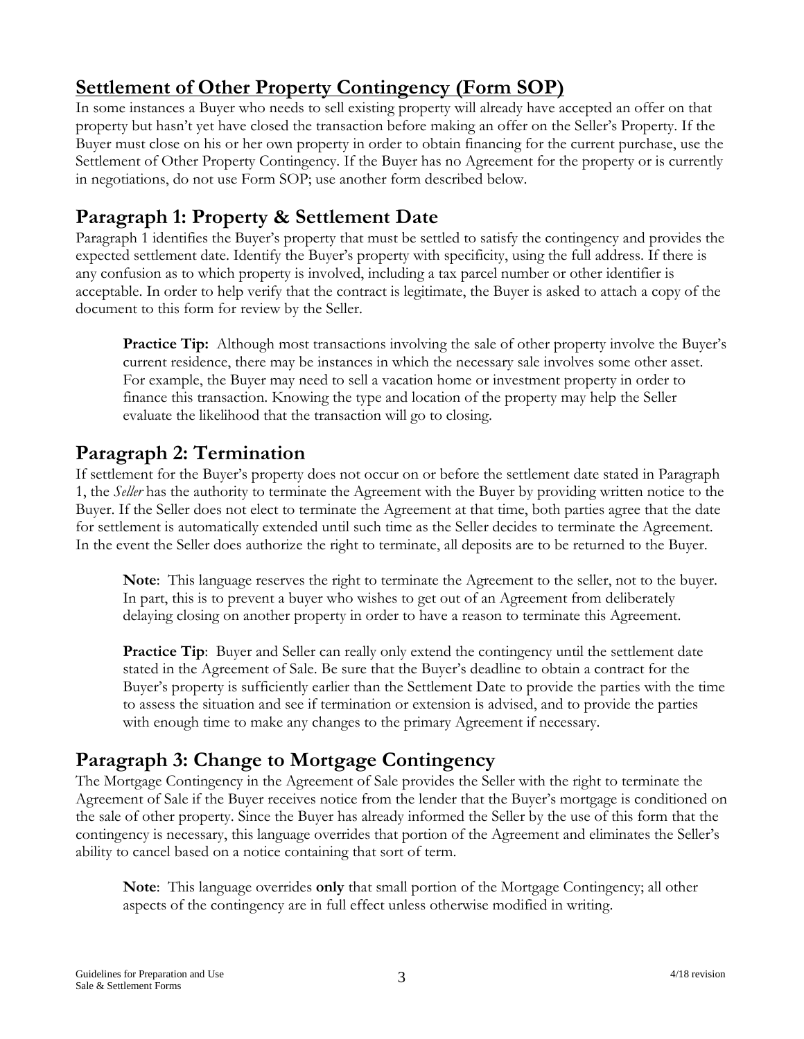## Settlement of Other Property Contingency (Form SOP)

In some instances a Buyer who needs to sell existing property will already have accepted an offer on that property but hasn't yet have closed the transaction before making an offer on the Seller's Property. If the Buyer must close on his or her own property in order to obtain financing for the current purchase, use the Settlement of Other Property Contingency. If the Buyer has no Agreement for the property or is currently in negotiations, do not use Form SOP; use another form described below.

## Paragraph 1: Property & Settlement Date

Paragraph 1 identifies the Buyer's property that must be settled to satisfy the contingency and provides the expected settlement date. Identify the Buyer's property with specificity, using the full address. If there is any confusion as to which property is involved, including a tax parcel number or other identifier is acceptable. In order to help verify that the contract is legitimate, the Buyer is asked to attach a copy of the document to this form for review by the Seller.

> **Practice Tip:** Although most transactions involving the sale of other property involve the Buyer's current residence, there may be instances in which the necessary sale involves some other asset. For example, the Buyer may need to sell a vacation home or investment property in order to finance this transaction. Knowing the type and location of the property may help the Seller evaluate the likelihood that the transaction will go to closing.

## Paragraph 2: Termination

If settlement for the Buyer's property does not occur on or before the settlement date stated in Paragraph 1, the *Seller* has the authority to terminate the Agreement with the Buyer by providing written notice to the Buyer. If the Seller does not elect to terminate the Agreement at that time, both parties agree that the date for settlement is automatically extended until such time as the Seller decides to terminate the Agreement. In the event the Seller does authorize the right to terminate, all deposits are to be returned to the Buyer.

> **Note**: This language reserves the right to terminate the Agreement to the seller, not to the buyer. In part, this is to prevent a buyer who wishes to get out of an Agreement from deliberately delaying closing on another property in order to have a reason to terminate this Agreement.

> **Practice Tip**: Buyer and Seller can really only extend the contingency until the settlement date stated in the Agreement of Sale. Be sure that the Buyer's deadline to obtain a contract for the Buyer's property is sufficiently earlier than the Settlement Date to provide the parties with the time to assess the situation and see if termination or extension is advised, and to provide the parties with enough time to make any changes to the primary Agreement if necessary.

## Paragraph 3: Change to Mortgage Contingency

The Mortgage Contingency in the Agreement of Sale provides the Seller with the right to terminate the Agreement of Sale if the Buyer receives notice from the lender that the Buyer's mortgage is conditioned on the sale of other property. Since the Buyer has already informed the Seller by the use of this form that the contingency is necessary, this language overrides that portion of the Agreement and eliminates the Seller's ability to cancel based on a notice containing that sort of term.

> **Note**: This language overrides **only** that small portion of the Mortgage Contingency; all other aspects of the contingency are in full effect unless otherwise modified in writing.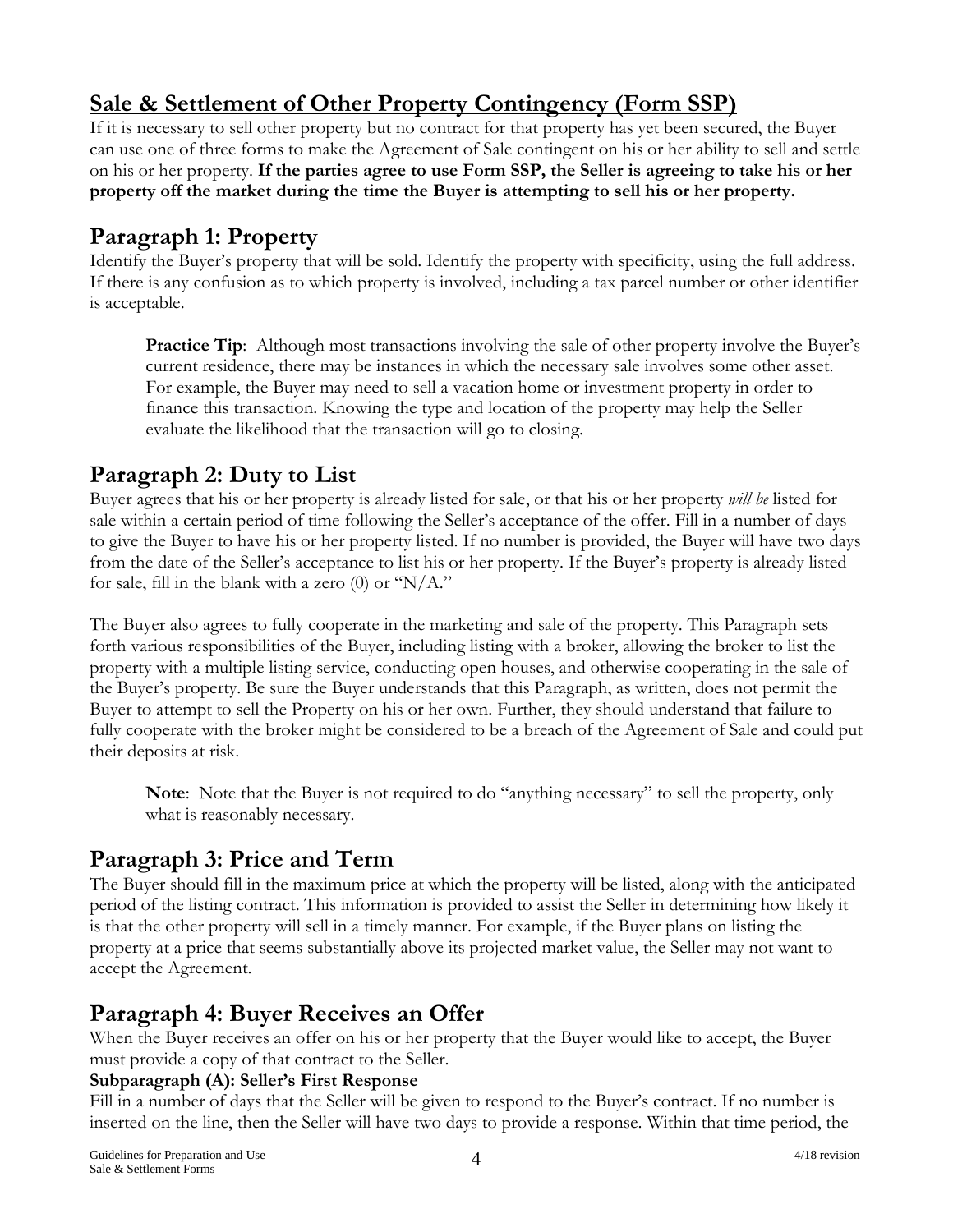## Sale & Settlement of Other Property Contingency (Form SSP)

If it is necessary to sell other property but no contract for that property has yet been secured, the Buyer can use one of three forms to make the Agreement of Sale contingent on his or her ability to sell and settle on his or her property. **If the parties agree to use Form SSP, the Seller is agreeing to take his or her property off the market during the time the Buyer is attempting to sell his or her property.**

## Paragraph 1: Property

Identify the Buyer's property that will be sold. Identify the property with specificity, using the full address. If there is any confusion as to which property is involved, including a tax parcel number or other identifier is acceptable.

> **Practice Tip**: Although most transactions involving the sale of other property involve the Buyer's current residence, there may be instances in which the necessary sale involves some other asset. For example, the Buyer may need to sell a vacation home or investment property in order to finance this transaction. Knowing the type and location of the property may help the Seller evaluate the likelihood that the transaction will go to closing.

## Paragraph 2: Duty to List

Buyer agrees that his or her property is already listed for sale, or that his or her property *will be* listed for sale within a certain period of time following the Seller's acceptance of the offer. Fill in a number of days to give the Buyer to have his or her property listed. If no number is provided, the Buyer will have two days from the date of the Seller's acceptance to list his or her property. If the Buyer's property is already listed for sale, fill in the blank with a zero (0) or "N/A."

The Buyer also agrees to fully cooperate in the marketing and sale of the property. This Paragraph sets forth various responsibilities of the Buyer, including listing with a broker, allowing the broker to list the property with a multiple listing service, conducting open houses, and otherwise cooperating in the sale of the Buyer's property. Be sure the Buyer understands that this Paragraph, as written, does not permit the Buyer to attempt to sell the Property on his or her own. Further, they should understand that failure to fully cooperate with the broker might be considered to be a breach of the Agreement of Sale and could put their deposits at risk.

> **Note**: Note that the Buyer is not required to do "anything necessary" to sell the property, only what is reasonably necessary.

## Paragraph 3: Price and Term

The Buyer should fill in the maximum price at which the property will be listed, along with the anticipated period of the listing contract. This information is provided to assist the Seller in determining how likely it is that the other property will sell in a timely manner. For example, if the Buyer plans on listing the property at a price that seems substantially above its projected market value, the Seller may not want to accept the Agreement.

## Paragraph 4: Buyer Receives an Offer

When the Buyer receives an offer on his or her property that the Buyer would like to accept, the Buyer must provide a copy of that contract to the Seller.

**Subparagraph (A): Seller's First Response**

Fill in a number of days that the Seller will be given to respond to the Buyer's contract. If no number is inserted on the line, then the Seller will have two days to provide a response. Within that time period, the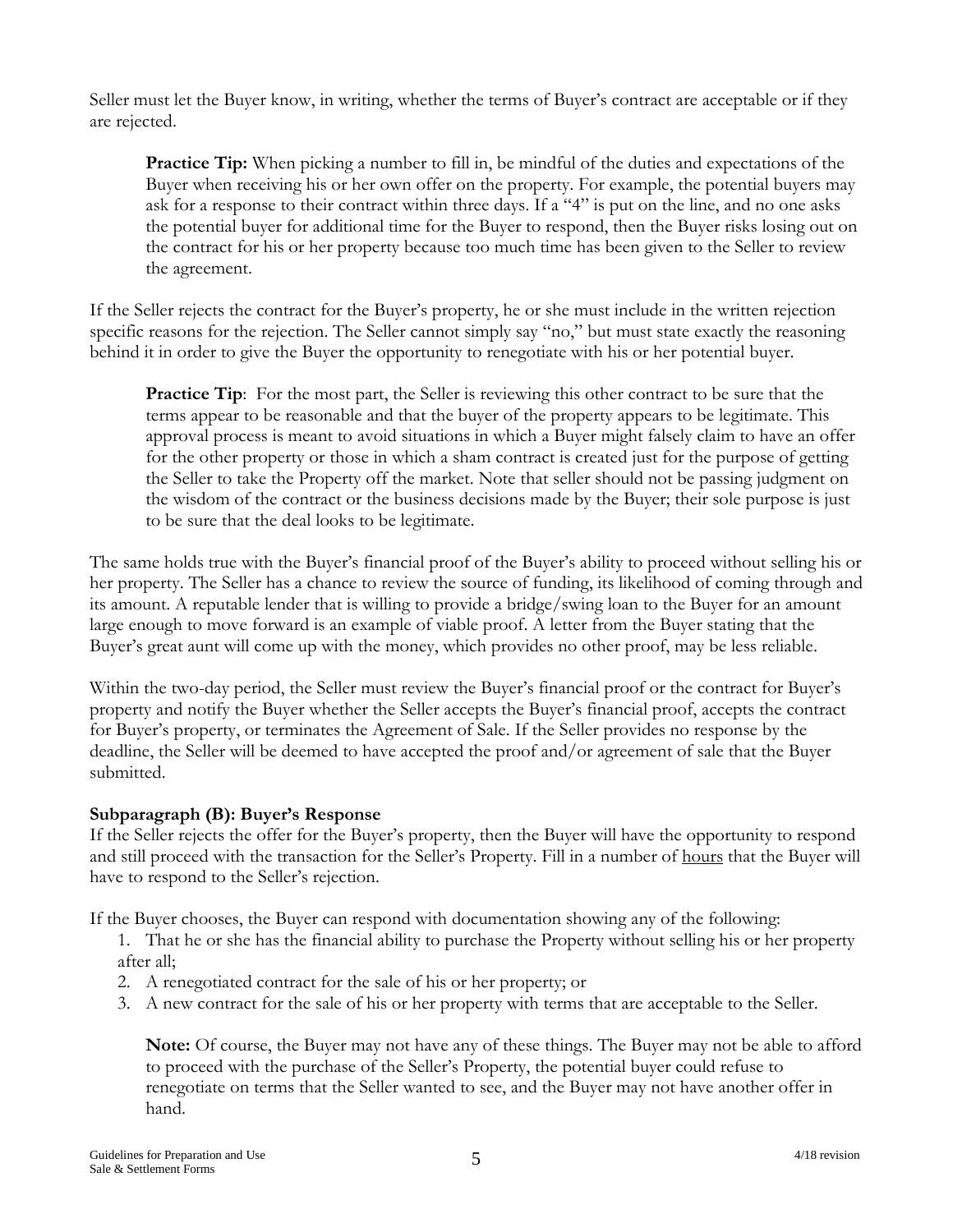Seller must let the Buyer know, in writing, whether the terms of Buyer's contract are acceptable or if they are rejected.

> **Practice Tip:** When picking a number to fill in, be mindful of the duties and expectations of the Buyer when receiving his or her own offer on the property. For example, the potential buyers may ask for a response to their contract within three days. If a "4" is put on the line, and no one asks the potential buyer for additional time for the Buyer to respond, then the Buyer risks losing out on the contract for his or her property because too much time has been given to the Seller to review the agreement.

If the Seller rejects the contract for the Buyer's property, he or she must include in the written rejection specific reasons for the rejection. The Seller cannot simply say "no," but must state exactly the reasoning behind it in order to give the Buyer the opportunity to renegotiate with his or her potential buyer.

> **Practice Tip**: For the most part, the Seller is reviewing this other contract to be sure that the terms appear to be reasonable and that the buyer of the property appears to be legitimate. This approval process is meant to avoid situations in which a Buyer might falsely claim to have an offer for the other property or those in which a sham contract is created just for the purpose of getting the Seller to take the Property off the market. Note that seller should not be passing judgment on the wisdom of the contract or the business decisions made by the Buyer; their sole purpose is just to be sure that the deal looks to be legitimate.

The same holds true with the Buyer's financial proof of the Buyer's ability to proceed without selling his or her property. The Seller has a chance to review the source of funding, its likelihood of coming through and its amount. A reputable lender that is willing to provide a bridge/swing loan to the Buyer for an amount large enough to move forward is an example of viable proof. A letter from the Buyer stating that the Buyer's great aunt will come up with the money, which provides no other proof, may be less reliable.

Within the two-day period, the Seller must review the Buyer's financial proof or the contract for Buyer's property and notify the Buyer whether the Seller accepts the Buyer's financial proof, accepts the contract for Buyer's property, or terminates the Agreement of Sale. If the Seller provides no response by the deadline, the Seller will be deemed to have accepted the proof and/or agreement of sale that the Buyer submitted.

### Subparagraph (B): Buyer's Response

If the Seller rejects the offer for the Buyer's property, then the Buyer will have the opportunity to respond and still proceed with the transaction for the Seller's Property. Fill in a number of <u>hours</u> that the Buyer will have to respond to the Seller's rejection.

If the Buyer chooses, the Buyer can respond with documentation showing any of the following:

1. That he or she has the financial ability to purchase the Property without selling his or her property after all;
2. A renegotiated contract for the sale of his or her property; or
3. A new contract for the sale of his or her property with terms that are acceptable to the Seller.

> **Note:** Of course, the Buyer may not have any of these things. The Buyer may not be able to afford to proceed with the purchase of the Seller's Property, the potential buyer could refuse to renegotiate on terms that the Seller wanted to see, and the Buyer may not have another offer in hand.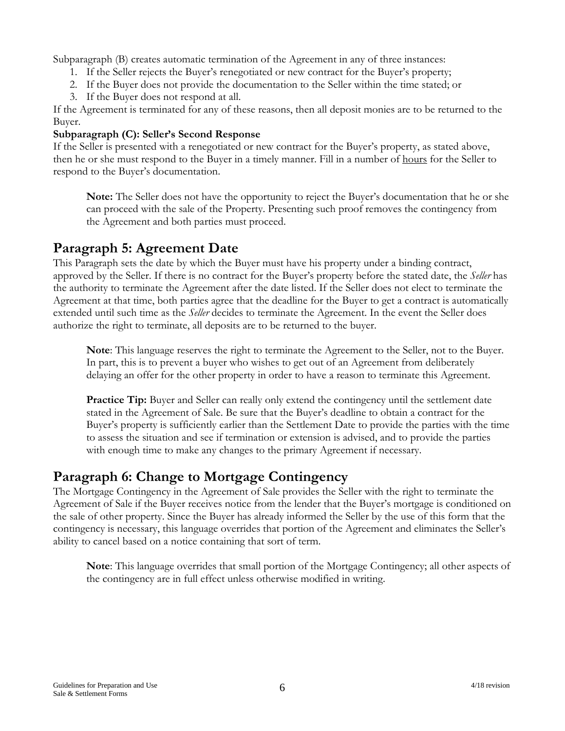Subparagraph (B) creates automatic termination of the Agreement in any of three instances:

1. If the Seller rejects the Buyer's renegotiated or new contract for the Buyer's property;
2. If the Buyer does not provide the documentation to the Seller within the time stated; or
3. If the Buyer does not respond at all.

If the Agreement is terminated for any of these reasons, then all deposit monies are to be returned to the Buyer.

**Subparagraph (C): Seller's Second Response**

If the Seller is presented with a renegotiated or new contract for the Buyer's property, as stated above, then he or she must respond to the Buyer in a timely manner. Fill in a number of <u>hours</u> for the Seller to respond to the Buyer's documentation.

> **Note:** The Seller does not have the opportunity to reject the Buyer's documentation that he or she can proceed with the sale of the Property. Presenting such proof removes the contingency from the Agreement and both parties must proceed.

## Paragraph 5: Agreement Date

This Paragraph sets the date by which the Buyer must have his property under a binding contract, approved by the Seller. If there is no contract for the Buyer's property before the stated date, the *Seller* has the authority to terminate the Agreement after the date listed. If the Seller does not elect to terminate the Agreement at that time, both parties agree that the deadline for the Buyer to get a contract is automatically extended until such time as the *Seller* decides to terminate the Agreement. In the event the Seller does authorize the right to terminate, all deposits are to be returned to the buyer.

> **Note**: This language reserves the right to terminate the Agreement to the Seller, not to the Buyer. In part, this is to prevent a buyer who wishes to get out of an Agreement from deliberately delaying an offer for the other property in order to have a reason to terminate this Agreement.

> **Practice Tip:** Buyer and Seller can really only extend the contingency until the settlement date stated in the Agreement of Sale. Be sure that the Buyer's deadline to obtain a contract for the Buyer's property is sufficiently earlier than the Settlement Date to provide the parties with the time to assess the situation and see if termination or extension is advised, and to provide the parties with enough time to make any changes to the primary Agreement if necessary.

## Paragraph 6: Change to Mortgage Contingency

The Mortgage Contingency in the Agreement of Sale provides the Seller with the right to terminate the Agreement of Sale if the Buyer receives notice from the lender that the Buyer's mortgage is conditioned on the sale of other property. Since the Buyer has already informed the Seller by the use of this form that the contingency is necessary, this language overrides that portion of the Agreement and eliminates the Seller's ability to cancel based on a notice containing that sort of term.

> **Note**: This language overrides that small portion of the Mortgage Contingency; all other aspects of the contingency are in full effect unless otherwise modified in writing.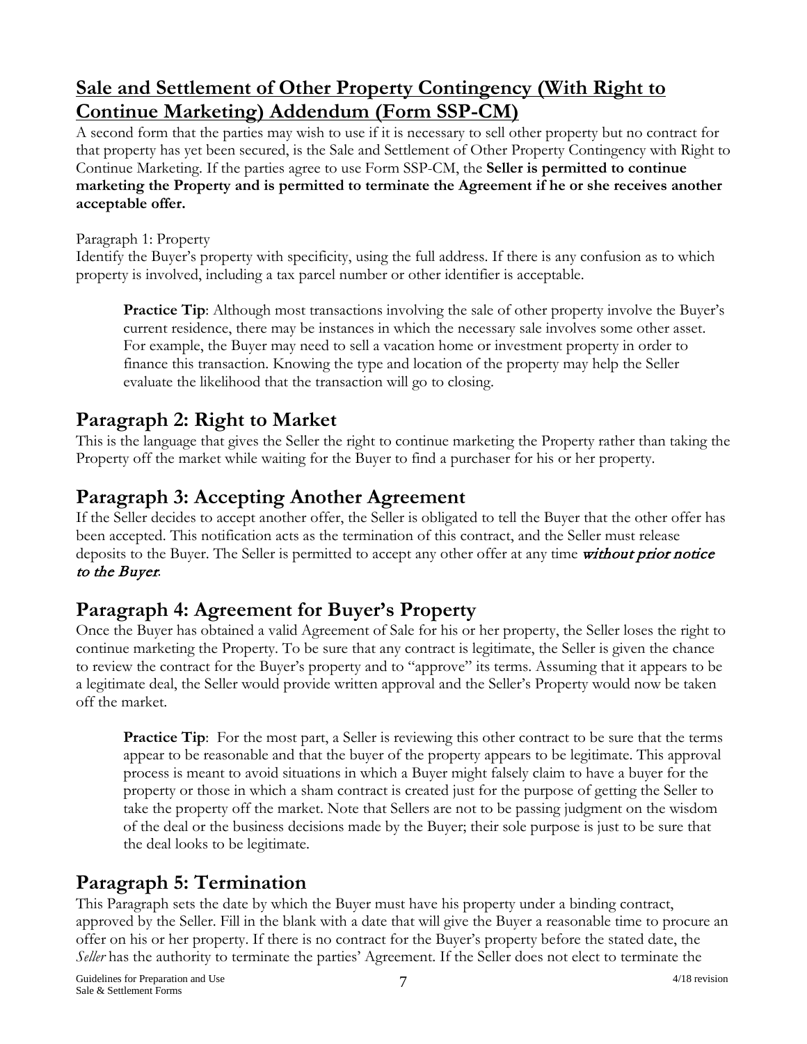## Sale and Settlement of Other Property Contingency (With Right to Continue Marketing) Addendum (Form SSP-CM)

A second form that the parties may wish to use if it is necessary to sell other property but no contract for that property has yet been secured, is the Sale and Settlement of Other Property Contingency with Right to Continue Marketing. If the parties agree to use Form SSP-CM, the **Seller is permitted to continue marketing the Property and is permitted to terminate the Agreement if he or she receives another acceptable offer.**

Paragraph 1: Property

Identify the Buyer's property with specificity, using the full address. If there is any confusion as to which property is involved, including a tax parcel number or other identifier is acceptable.

> **Practice Tip**: Although most transactions involving the sale of other property involve the Buyer's current residence, there may be instances in which the necessary sale involves some other asset. For example, the Buyer may need to sell a vacation home or investment property in order to finance this transaction. Knowing the type and location of the property may help the Seller evaluate the likelihood that the transaction will go to closing.

## Paragraph 2: Right to Market

This is the language that gives the Seller the right to continue marketing the Property rather than taking the Property off the market while waiting for the Buyer to find a purchaser for his or her property.

## Paragraph 3: Accepting Another Agreement

If the Seller decides to accept another offer, the Seller is obligated to tell the Buyer that the other offer has been accepted. This notification acts as the termination of this contract, and the Seller must release deposits to the Buyer. The Seller is permitted to accept any other offer at any time ***without prior notice to the Buyer***.

## Paragraph 4: Agreement for Buyer's Property

Once the Buyer has obtained a valid Agreement of Sale for his or her property, the Seller loses the right to continue marketing the Property. To be sure that any contract is legitimate, the Seller is given the chance to review the contract for the Buyer's property and to "approve" its terms. Assuming that it appears to be a legitimate deal, the Seller would provide written approval and the Seller's Property would now be taken off the market.

> **Practice Tip**: For the most part, a Seller is reviewing this other contract to be sure that the terms appear to be reasonable and that the buyer of the property appears to be legitimate. This approval process is meant to avoid situations in which a Buyer might falsely claim to have a buyer for the property or those in which a sham contract is created just for the purpose of getting the Seller to take the property off the market. Note that Sellers are not to be passing judgment on the wisdom of the deal or the business decisions made by the Buyer; their sole purpose is just to be sure that the deal looks to be legitimate.

## Paragraph 5: Termination

This Paragraph sets the date by which the Buyer must have his property under a binding contract, approved by the Seller. Fill in the blank with a date that will give the Buyer a reasonable time to procure an offer on his or her property. If there is no contract for the Buyer's property before the stated date, the *Seller* has the authority to terminate the parties' Agreement. If the Seller does not elect to terminate the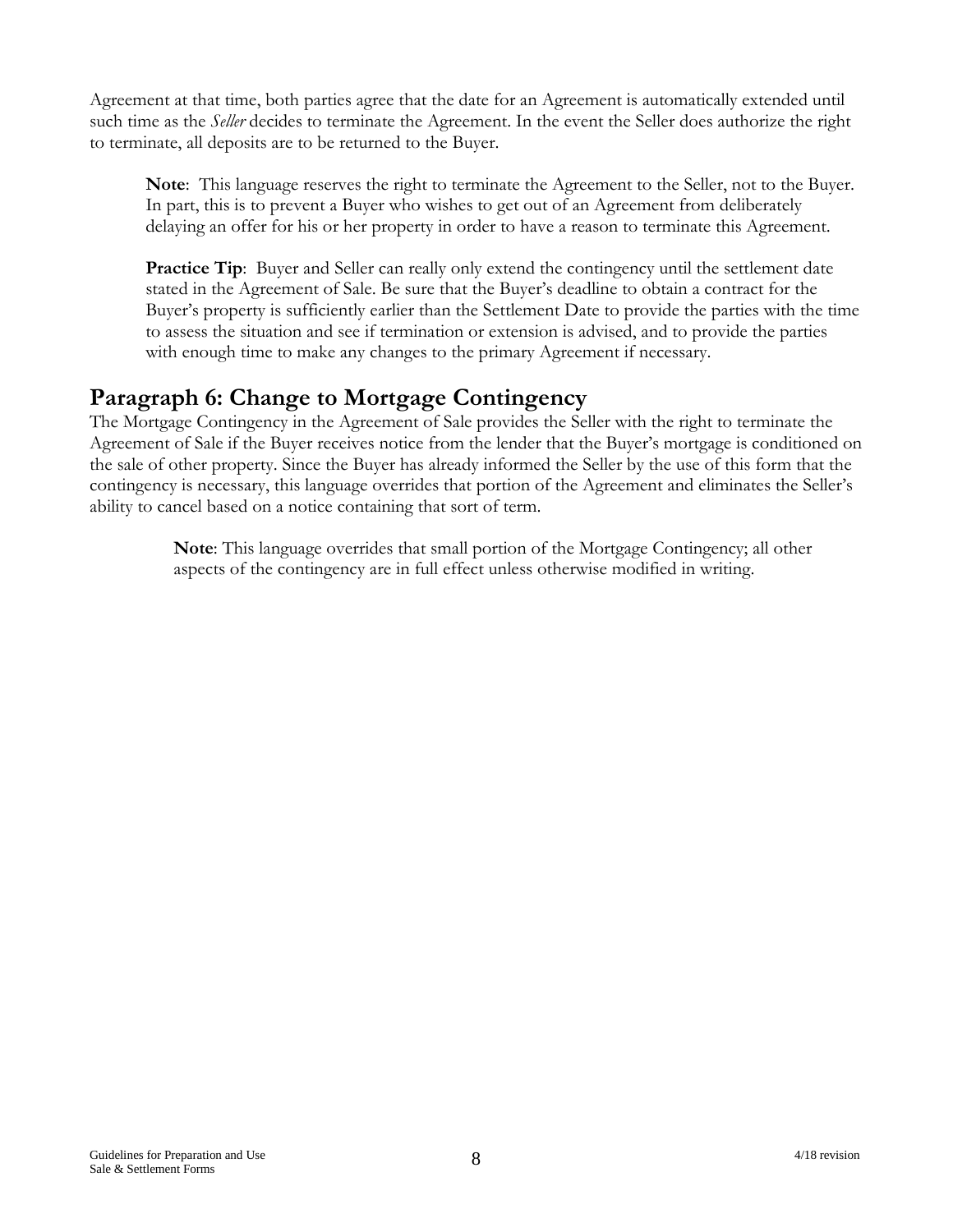Agreement at that time, both parties agree that the date for an Agreement is automatically extended until such time as the *Seller* decides to terminate the Agreement. In the event the Seller does authorize the right to terminate, all deposits are to be returned to the Buyer.

> **Note**: This language reserves the right to terminate the Agreement to the Seller, not to the Buyer. In part, this is to prevent a Buyer who wishes to get out of an Agreement from deliberately delaying an offer for his or her property in order to have a reason to terminate this Agreement.
>
> **Practice Tip**: Buyer and Seller can really only extend the contingency until the settlement date stated in the Agreement of Sale. Be sure that the Buyer's deadline to obtain a contract for the Buyer's property is sufficiently earlier than the Settlement Date to provide the parties with the time to assess the situation and see if termination or extension is advised, and to provide the parties with enough time to make any changes to the primary Agreement if necessary.

## Paragraph 6: Change to Mortgage Contingency

The Mortgage Contingency in the Agreement of Sale provides the Seller with the right to terminate the Agreement of Sale if the Buyer receives notice from the lender that the Buyer's mortgage is conditioned on the sale of other property. Since the Buyer has already informed the Seller by the use of this form that the contingency is necessary, this language overrides that portion of the Agreement and eliminates the Seller's ability to cancel based on a notice containing that sort of term.

> **Note**: This language overrides that small portion of the Mortgage Contingency; all other aspects of the contingency are in full effect unless otherwise modified in writing.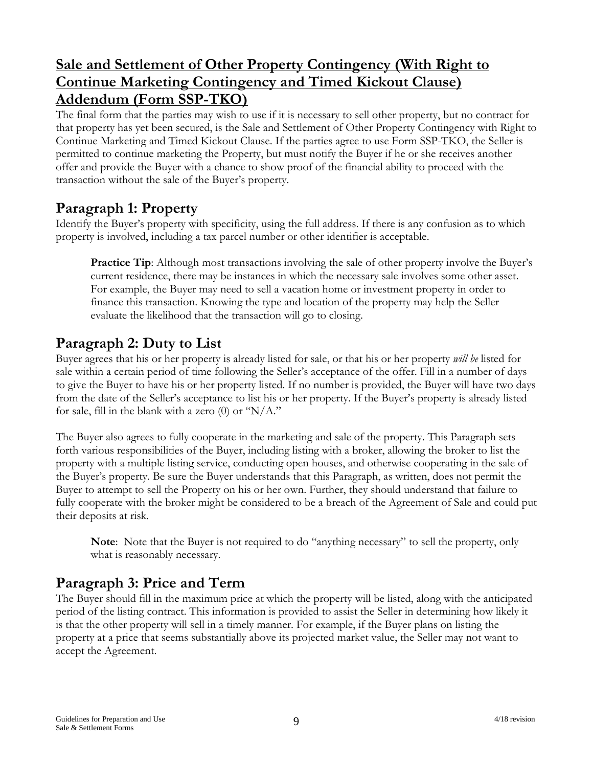## Sale and Settlement of Other Property Contingency (With Right to Continue Marketing Contingency and Timed Kickout Clause) Addendum (Form SSP-TKO)

The final form that the parties may wish to use if it is necessary to sell other property, but no contract for that property has yet been secured, is the Sale and Settlement of Other Property Contingency with Right to Continue Marketing and Timed Kickout Clause. If the parties agree to use Form SSP-TKO, the Seller is permitted to continue marketing the Property, but must notify the Buyer if he or she receives another offer and provide the Buyer with a chance to show proof of the financial ability to proceed with the transaction without the sale of the Buyer's property.

## Paragraph 1: Property

Identify the Buyer's property with specificity, using the full address. If there is any confusion as to which property is involved, including a tax parcel number or other identifier is acceptable.

> **Practice Tip**: Although most transactions involving the sale of other property involve the Buyer's current residence, there may be instances in which the necessary sale involves some other asset. For example, the Buyer may need to sell a vacation home or investment property in order to finance this transaction. Knowing the type and location of the property may help the Seller evaluate the likelihood that the transaction will go to closing.

## Paragraph 2: Duty to List

Buyer agrees that his or her property is already listed for sale, or that his or her property *will be* listed for sale within a certain period of time following the Seller's acceptance of the offer. Fill in a number of days to give the Buyer to have his or her property listed. If no number is provided, the Buyer will have two days from the date of the Seller's acceptance to list his or her property. If the Buyer's property is already listed for sale, fill in the blank with a zero (0) or "N/A."

The Buyer also agrees to fully cooperate in the marketing and sale of the property. This Paragraph sets forth various responsibilities of the Buyer, including listing with a broker, allowing the broker to list the property with a multiple listing service, conducting open houses, and otherwise cooperating in the sale of the Buyer's property. Be sure the Buyer understands that this Paragraph, as written, does not permit the Buyer to attempt to sell the Property on his or her own. Further, they should understand that failure to fully cooperate with the broker might be considered to be a breach of the Agreement of Sale and could put their deposits at risk.

> **Note**: Note that the Buyer is not required to do "anything necessary" to sell the property, only what is reasonably necessary.

## Paragraph 3: Price and Term

The Buyer should fill in the maximum price at which the property will be listed, along with the anticipated period of the listing contract. This information is provided to assist the Seller in determining how likely it is that the other property will sell in a timely manner. For example, if the Buyer plans on listing the property at a price that seems substantially above its projected market value, the Seller may not want to accept the Agreement.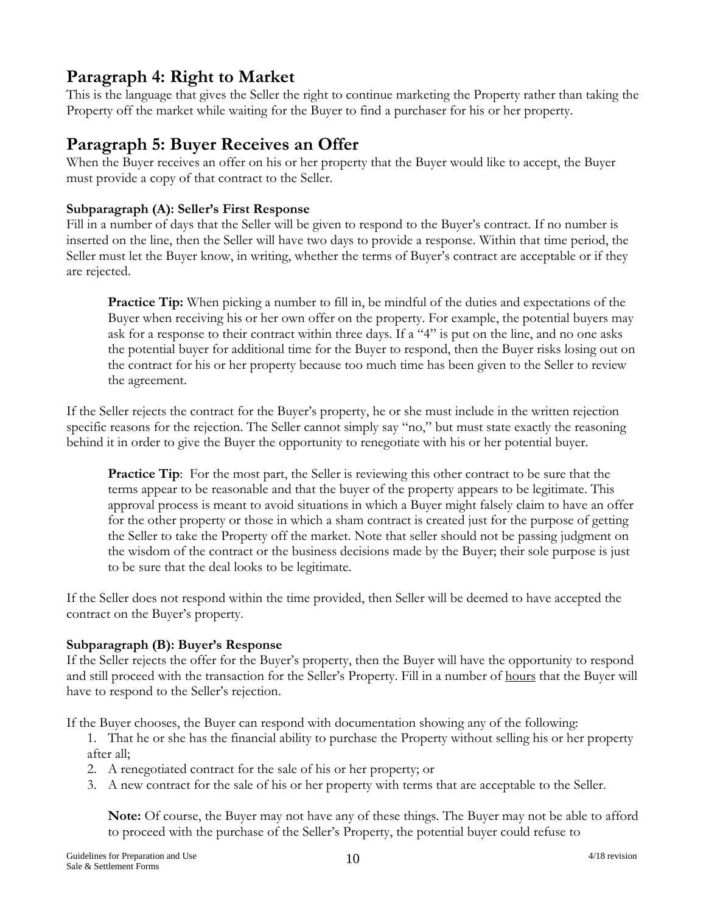## Paragraph 4: Right to Market

This is the language that gives the Seller the right to continue marketing the Property rather than taking the Property off the market while waiting for the Buyer to find a purchaser for his or her property.

## Paragraph 5: Buyer Receives an Offer

When the Buyer receives an offer on his or her property that the Buyer would like to accept, the Buyer must provide a copy of that contract to the Seller.

### Subparagraph (A): Seller's First Response

Fill in a number of days that the Seller will be given to respond to the Buyer's contract. If no number is inserted on the line, then the Seller will have two days to provide a response. Within that time period, the Seller must let the Buyer know, in writing, whether the terms of Buyer's contract are acceptable or if they are rejected.

> **Practice Tip:** When picking a number to fill in, be mindful of the duties and expectations of the Buyer when receiving his or her own offer on the property. For example, the potential buyers may ask for a response to their contract within three days. If a "4" is put on the line, and no one asks the potential buyer for additional time for the Buyer to respond, then the Buyer risks losing out on the contract for his or her property because too much time has been given to the Seller to review the agreement.

If the Seller rejects the contract for the Buyer's property, he or she must include in the written rejection specific reasons for the rejection. The Seller cannot simply say "no," but must state exactly the reasoning behind it in order to give the Buyer the opportunity to renegotiate with his or her potential buyer.

> **Practice Tip**: For the most part, the Seller is reviewing this other contract to be sure that the terms appear to be reasonable and that the buyer of the property appears to be legitimate. This approval process is meant to avoid situations in which a Buyer might falsely claim to have an offer for the other property or those in which a sham contract is created just for the purpose of getting the Seller to take the Property off the market. Note that seller should not be passing judgment on the wisdom of the contract or the business decisions made by the Buyer; their sole purpose is just to be sure that the deal looks to be legitimate.

If the Seller does not respond within the time provided, then Seller will be deemed to have accepted the contract on the Buyer's property.

### Subparagraph (B): Buyer's Response

If the Seller rejects the offer for the Buyer's property, then the Buyer will have the opportunity to respond and still proceed with the transaction for the Seller's Property. Fill in a number of <u>hours</u> that the Buyer will have to respond to the Seller's rejection.

If the Buyer chooses, the Buyer can respond with documentation showing any of the following:

1. That he or she has the financial ability to purchase the Property without selling his or her property after all;
2. A renegotiated contract for the sale of his or her property; or
3. A new contract for the sale of his or her property with terms that are acceptable to the Seller.

> **Note:** Of course, the Buyer may not have any of these things. The Buyer may not be able to afford to proceed with the purchase of the Seller's Property, the potential buyer could refuse to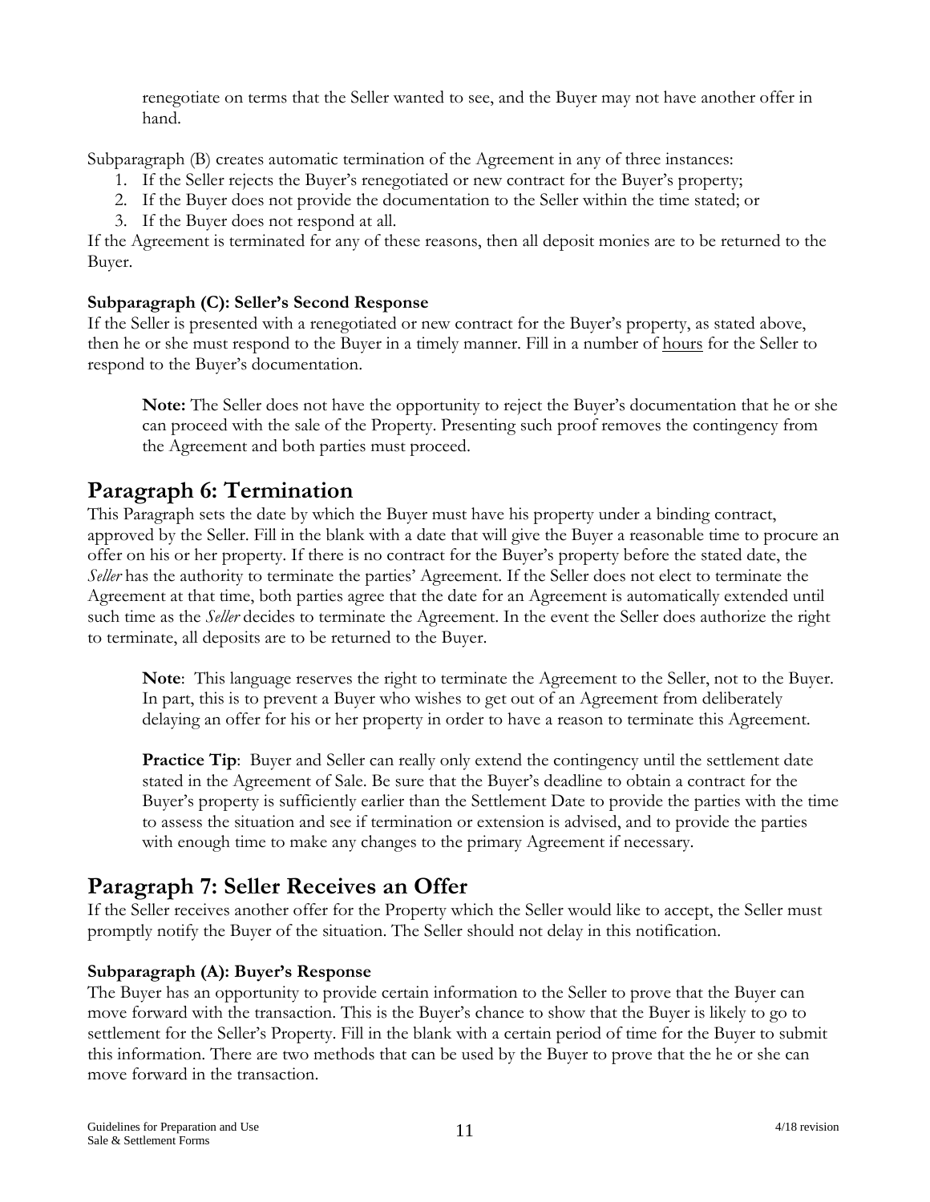renegotiate on terms that the Seller wanted to see, and the Buyer may not have another offer in hand.

Subparagraph (B) creates automatic termination of the Agreement in any of three instances:

1. If the Seller rejects the Buyer's renegotiated or new contract for the Buyer's property;
2. If the Buyer does not provide the documentation to the Seller within the time stated; or
3. If the Buyer does not respond at all.

If the Agreement is terminated for any of these reasons, then all deposit monies are to be returned to the Buyer.

### Subparagraph (C): Seller's Second Response

If the Seller is presented with a renegotiated or new contract for the Buyer's property, as stated above, then he or she must respond to the Buyer in a timely manner. Fill in a number of <u>hours</u> for the Seller to respond to the Buyer's documentation.

> **Note:** The Seller does not have the opportunity to reject the Buyer's documentation that he or she can proceed with the sale of the Property. Presenting such proof removes the contingency from the Agreement and both parties must proceed.

## Paragraph 6: Termination

This Paragraph sets the date by which the Buyer must have his property under a binding contract, approved by the Seller. Fill in the blank with a date that will give the Buyer a reasonable time to procure an offer on his or her property. If there is no contract for the Buyer's property before the stated date, the *Seller* has the authority to terminate the parties' Agreement. If the Seller does not elect to terminate the Agreement at that time, both parties agree that the date for an Agreement is automatically extended until such time as the *Seller* decides to terminate the Agreement. In the event the Seller does authorize the right to terminate, all deposits are to be returned to the Buyer.

> **Note**: This language reserves the right to terminate the Agreement to the Seller, not to the Buyer. In part, this is to prevent a Buyer who wishes to get out of an Agreement from deliberately delaying an offer for his or her property in order to have a reason to terminate this Agreement.

> **Practice Tip**: Buyer and Seller can really only extend the contingency until the settlement date stated in the Agreement of Sale. Be sure that the Buyer's deadline to obtain a contract for the Buyer's property is sufficiently earlier than the Settlement Date to provide the parties with the time to assess the situation and see if termination or extension is advised, and to provide the parties with enough time to make any changes to the primary Agreement if necessary.

## Paragraph 7: Seller Receives an Offer

If the Seller receives another offer for the Property which the Seller would like to accept, the Seller must promptly notify the Buyer of the situation. The Seller should not delay in this notification.

### Subparagraph (A): Buyer's Response

The Buyer has an opportunity to provide certain information to the Seller to prove that the Buyer can move forward with the transaction. This is the Buyer's chance to show that the Buyer is likely to go to settlement for the Seller's Property. Fill in the blank with a certain period of time for the Buyer to submit this information. There are two methods that can be used by the Buyer to prove that the he or she can move forward in the transaction.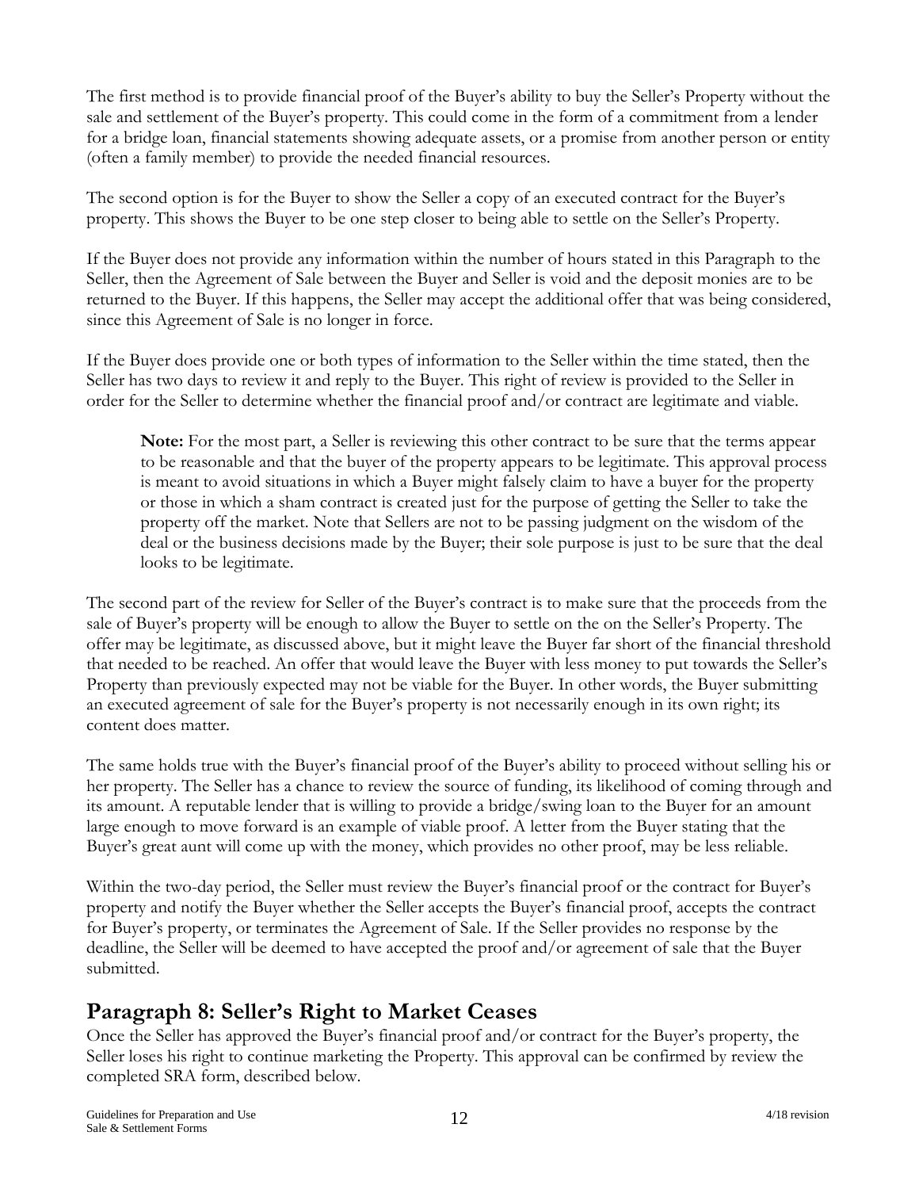The first method is to provide financial proof of the Buyer's ability to buy the Seller's Property without the sale and settlement of the Buyer's property. This could come in the form of a commitment from a lender for a bridge loan, financial statements showing adequate assets, or a promise from another person or entity (often a family member) to provide the needed financial resources.

The second option is for the Buyer to show the Seller a copy of an executed contract for the Buyer's property. This shows the Buyer to be one step closer to being able to settle on the Seller's Property.

If the Buyer does not provide any information within the number of hours stated in this Paragraph to the Seller, then the Agreement of Sale between the Buyer and Seller is void and the deposit monies are to be returned to the Buyer. If this happens, the Seller may accept the additional offer that was being considered, since this Agreement of Sale is no longer in force.

If the Buyer does provide one or both types of information to the Seller within the time stated, then the Seller has two days to review it and reply to the Buyer. This right of review is provided to the Seller in order for the Seller to determine whether the financial proof and/or contract are legitimate and viable.

> **Note:** For the most part, a Seller is reviewing this other contract to be sure that the terms appear to be reasonable and that the buyer of the property appears to be legitimate. This approval process is meant to avoid situations in which a Buyer might falsely claim to have a buyer for the property or those in which a sham contract is created just for the purpose of getting the Seller to take the property off the market. Note that Sellers are not to be passing judgment on the wisdom of the deal or the business decisions made by the Buyer; their sole purpose is just to be sure that the deal looks to be legitimate.

The second part of the review for Seller of the Buyer's contract is to make sure that the proceeds from the sale of Buyer's property will be enough to allow the Buyer to settle on the on the Seller's Property. The offer may be legitimate, as discussed above, but it might leave the Buyer far short of the financial threshold that needed to be reached. An offer that would leave the Buyer with less money to put towards the Seller's Property than previously expected may not be viable for the Buyer. In other words, the Buyer submitting an executed agreement of sale for the Buyer's property is not necessarily enough in its own right; its content does matter.

The same holds true with the Buyer's financial proof of the Buyer's ability to proceed without selling his or her property. The Seller has a chance to review the source of funding, its likelihood of coming through and its amount. A reputable lender that is willing to provide a bridge/swing loan to the Buyer for an amount large enough to move forward is an example of viable proof. A letter from the Buyer stating that the Buyer's great aunt will come up with the money, which provides no other proof, may be less reliable.

Within the two-day period, the Seller must review the Buyer's financial proof or the contract for Buyer's property and notify the Buyer whether the Seller accepts the Buyer's financial proof, accepts the contract for Buyer's property, or terminates the Agreement of Sale. If the Seller provides no response by the deadline, the Seller will be deemed to have accepted the proof and/or agreement of sale that the Buyer submitted.

## Paragraph 8: Seller's Right to Market Ceases

Once the Seller has approved the Buyer's financial proof and/or contract for the Buyer's property, the Seller loses his right to continue marketing the Property. This approval can be confirmed by review the completed SRA form, described below.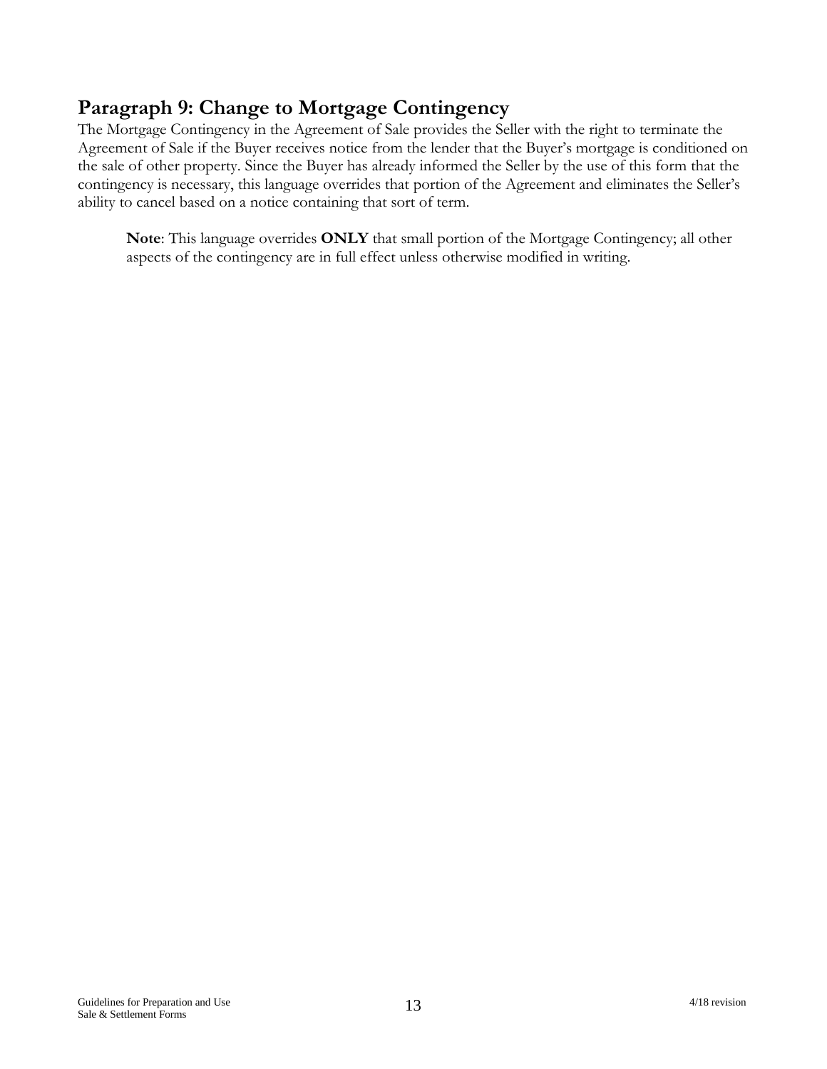## Paragraph 9: Change to Mortgage Contingency

The Mortgage Contingency in the Agreement of Sale provides the Seller with the right to terminate the Agreement of Sale if the Buyer receives notice from the lender that the Buyer's mortgage is conditioned on the sale of other property. Since the Buyer has already informed the Seller by the use of this form that the contingency is necessary, this language overrides that portion of the Agreement and eliminates the Seller's ability to cancel based on a notice containing that sort of term.

> **Note**: This language overrides **ONLY** that small portion of the Mortgage Contingency; all other aspects of the contingency are in full effect unless otherwise modified in writing.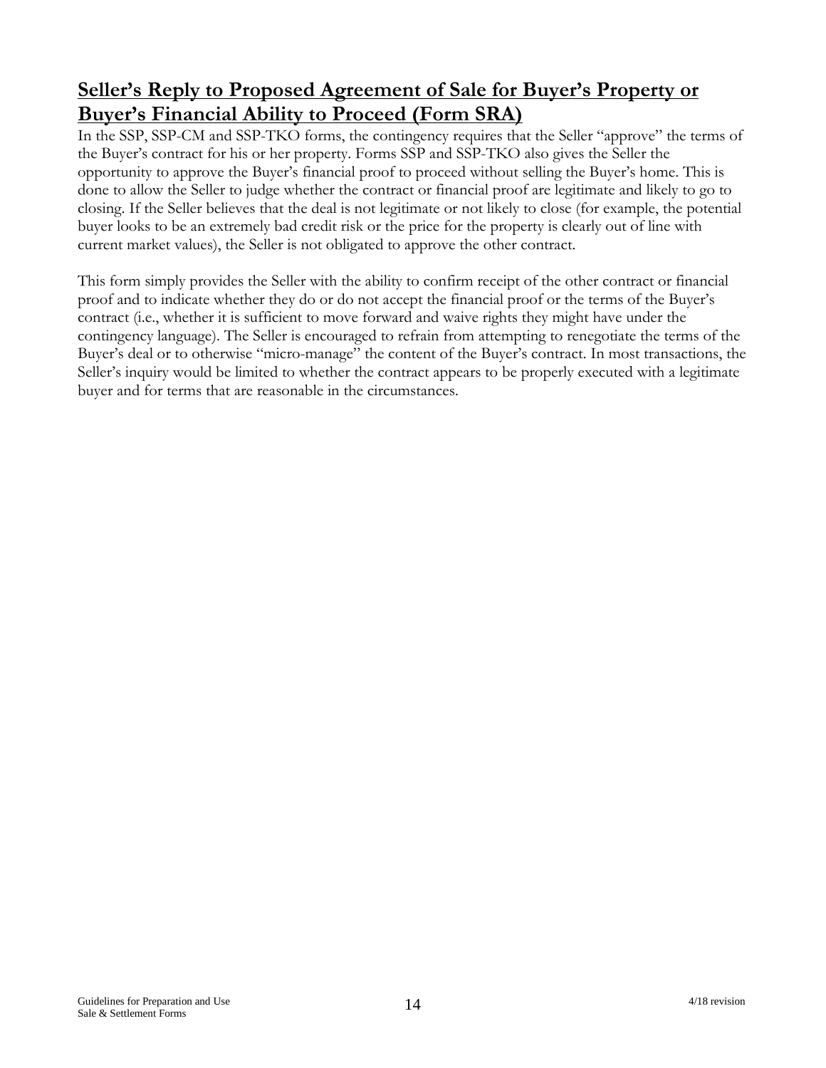## Seller's Reply to Proposed Agreement of Sale for Buyer's Property or Buyer's Financial Ability to Proceed (Form SRA)

In the SSP, SSP-CM and SSP-TKO forms, the contingency requires that the Seller "approve" the terms of the Buyer's contract for his or her property. Forms SSP and SSP-TKO also gives the Seller the opportunity to approve the Buyer's financial proof to proceed without selling the Buyer's home. This is done to allow the Seller to judge whether the contract or financial proof are legitimate and likely to go to closing. If the Seller believes that the deal is not legitimate or not likely to close (for example, the potential buyer looks to be an extremely bad credit risk or the price for the property is clearly out of line with current market values), the Seller is not obligated to approve the other contract.

This form simply provides the Seller with the ability to confirm receipt of the other contract or financial proof and to indicate whether they do or do not accept the financial proof or the terms of the Buyer's contract (i.e., whether it is sufficient to move forward and waive rights they might have under the contingency language). The Seller is encouraged to refrain from attempting to renegotiate the terms of the Buyer's deal or to otherwise "micro-manage" the content of the Buyer's contract. In most transactions, the Seller's inquiry would be limited to whether the contract appears to be properly executed with a legitimate buyer and for terms that are reasonable in the circumstances.